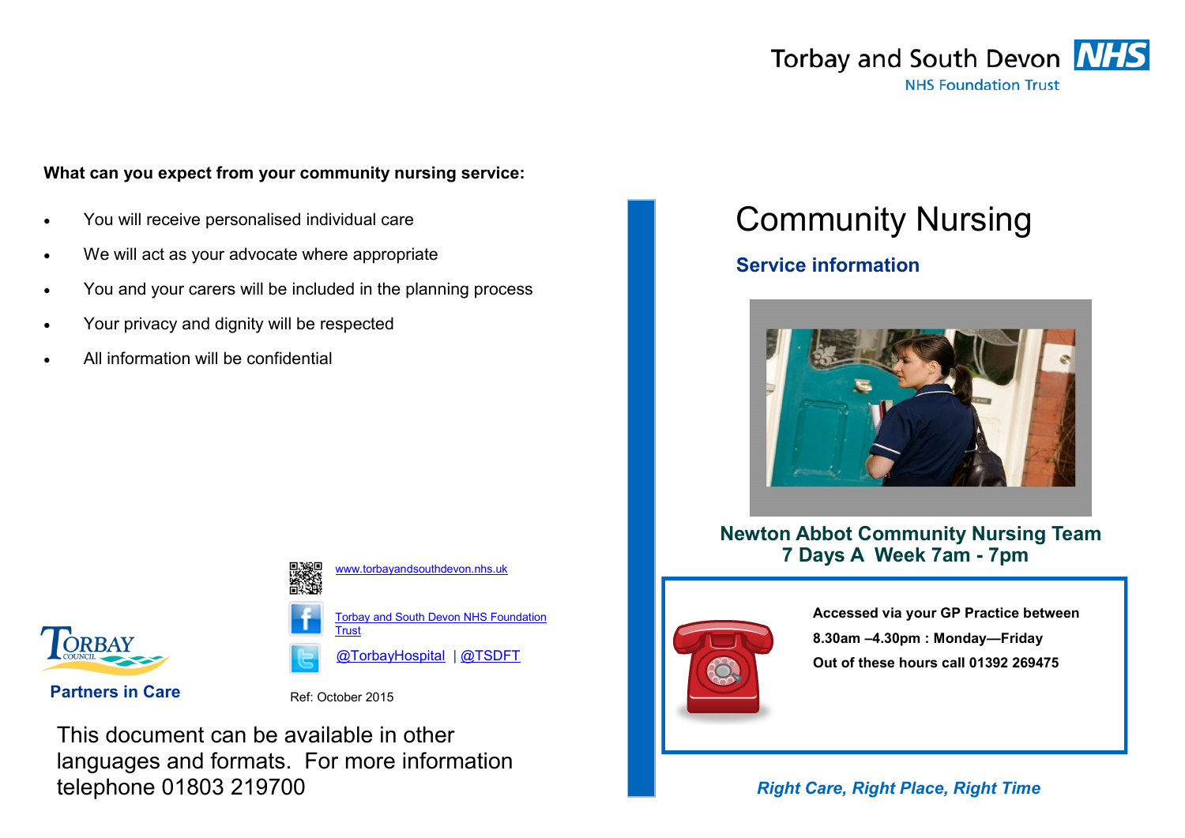Torbay and South Devon NHS

NHS Foundation Trust

**What can you expect from your community nursing service:**

- You will receive personalised individual care
- We will act as your advocate where appropriate
- You and your carers will be included in the planning process
- Your privacy and dignity will be respected
- All information will be confidential

www.torbayandsouthdevon.nhs.uk

Torbay and South Devon NHS Foundation Trust

@TorbayHospital | @TSDFT

TORBAY COUNCIL

**Partners in Care**

Ref: October 2015

This document can be available in other languages and formats. For more information telephone 01803 219700

# Community Nursing

## Service information

**Newton Abbot Community Nursing Team**
**7 Days A Week 7am - 7pm**

**Accessed via your GP Practice between**

**8.30am –4.30pm : Monday—Friday**

**Out of these hours call 01392 269475**

***Right Care, Right Place, Right Time***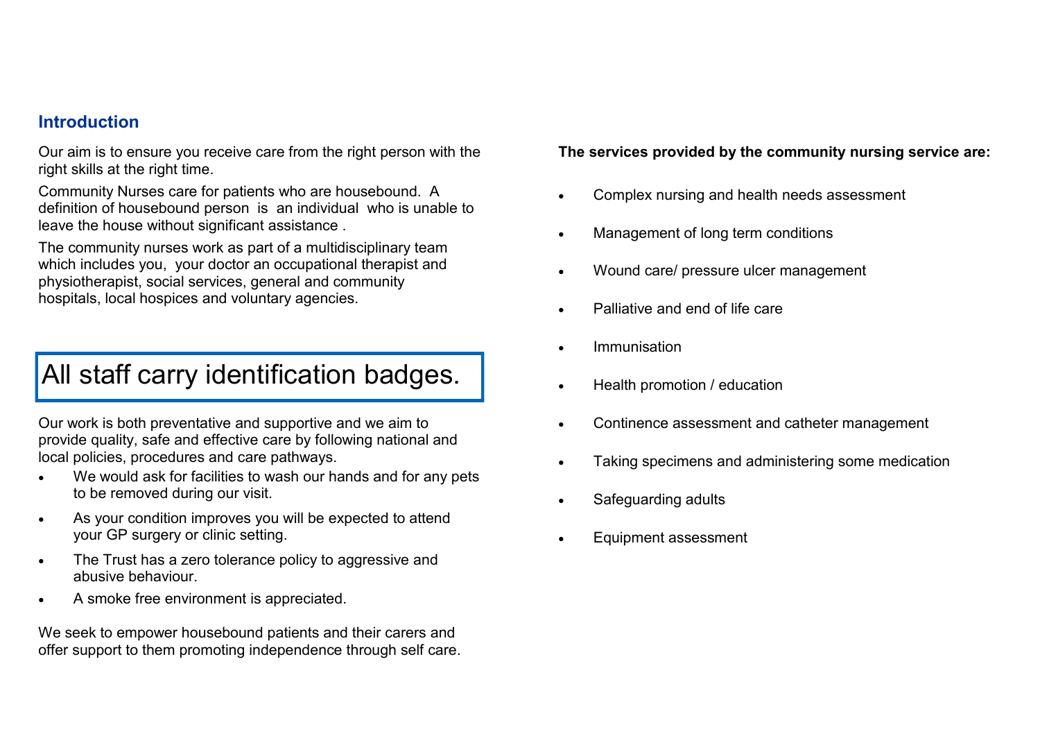## Introduction

Our aim is to ensure you receive care from the right person with the right skills at the right time.

Community Nurses care for patients who are housebound. A definition of housebound person is an individual who is unable to leave the house without significant assistance .

The community nurses work as part of a multidisciplinary team which includes you, your doctor an occupational therapist and physiotherapist, social services, general and community hospitals, local hospices and voluntary agencies.

All staff carry identification badges.

Our work is both preventative and supportive and we aim to provide quality, safe and effective care by following national and local policies, procedures and care pathways.

- We would ask for facilities to wash our hands and for any pets to be removed during our visit.
- As your condition improves you will be expected to attend your GP surgery or clinic setting.
- The Trust has a zero tolerance policy to aggressive and abusive behaviour.
- A smoke free environment is appreciated.

We seek to empower housebound patients and their carers and offer support to them promoting independence through self care.

**The services provided by the community nursing service are:**

- Complex nursing and health needs assessment
- Management of long term conditions
- Wound care/ pressure ulcer management
- Palliative and end of life care
- Immunisation
- Health promotion / education
- Continence assessment and catheter management
- Taking specimens and administering some medication
- Safeguarding adults
- Equipment assessment